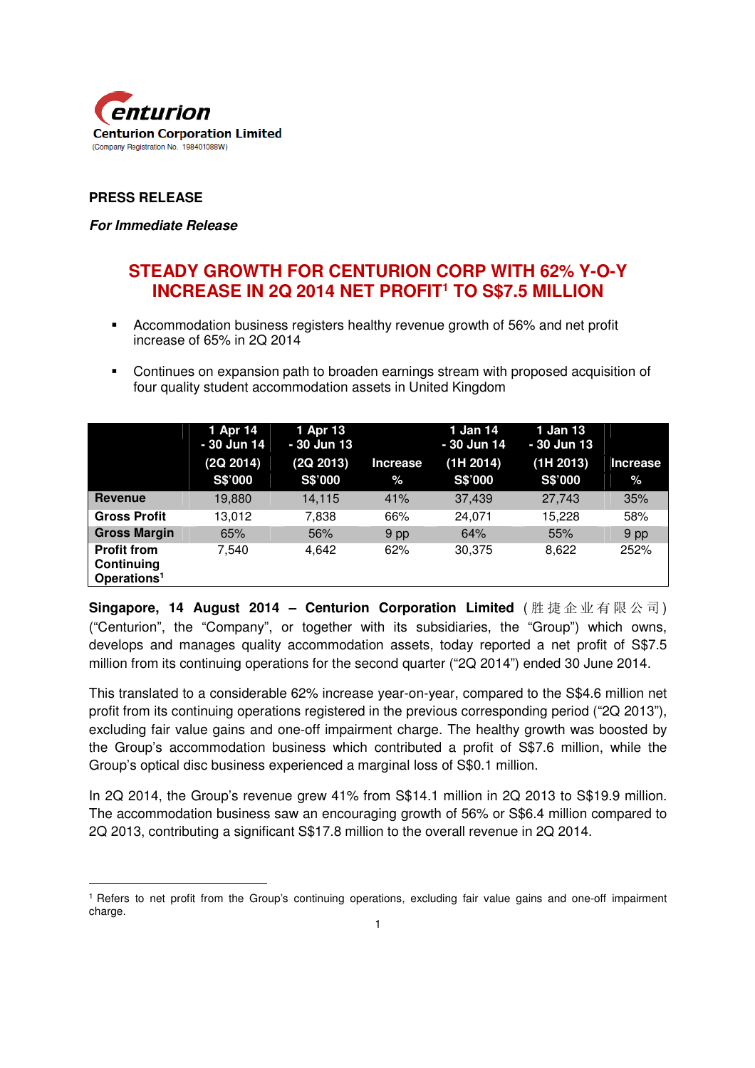Centurion Corporation Limited

(Company Registration No. 198401088W)

**PRESS RELEASE**

***For Immediate Release***

# STEADY GROWTH FOR CENTURION CORP WITH 62% Y-O-Y INCREASE IN 2Q 2014 NET PROFIT[1] TO S$7.5 MILLION

- Accommodation business registers healthy revenue growth of 56% and net profit increase of 65% in 2Q 2014
- Continues on expansion path to broaden earnings stream with proposed acquisition of four quality student accommodation assets in United Kingdom

| | 1 Apr 14 - 30 Jun 14 (2Q 2014) S$'000 | 1 Apr 13 - 30 Jun 13 (2Q 2013) S$'000 | Increase % | 1 Jan 14 - 30 Jun 14 (1H 2014) S$'000 | 1 Jan 13 - 30 Jun 13 (1H 2013) S$'000 | Increase % |
|---|---|---|---|---|---|---|
| **Revenue** | 19,880 | 14,115 | 41% | 37,439 | 27,743 | 35% |
| **Gross Profit** | 13,012 | 7,838 | 66% | 24,071 | 15,228 | 58% |
| **Gross Margin** | 65% | 56% | 9 pp | 64% | 55% | 9 pp |
| **Profit from Continuing Operations[1]** | 7,540 | 4,642 | 62% | 30,375 | 8,622 | 252% |

**Singapore, 14 August 2014 – Centurion Corporation Limited** (胜捷企业有限公司) ("Centurion", the "Company", or together with its subsidiaries, the "Group") which owns, develops and manages quality accommodation assets, today reported a net profit of S$7.5 million from its continuing operations for the second quarter ("2Q 2014") ended 30 June 2014.

This translated to a considerable 62% increase year-on-year, compared to the S$4.6 million net profit from its continuing operations registered in the previous corresponding period ("2Q 2013"), excluding fair value gains and one-off impairment charge. The healthy growth was boosted by the Group's accommodation business which contributed a profit of S$7.6 million, while the Group's optical disc business experienced a marginal loss of S$0.1 million.

In 2Q 2014, the Group's revenue grew 41% from S$14.1 million in 2Q 2013 to S$19.9 million. The accommodation business saw an encouraging growth of 56% or S$6.4 million compared to 2Q 2013, contributing a significant S$17.8 million to the overall revenue in 2Q 2014.

[1] Refers to net profit from the Group's continuing operations, excluding fair value gains and one-off impairment charge.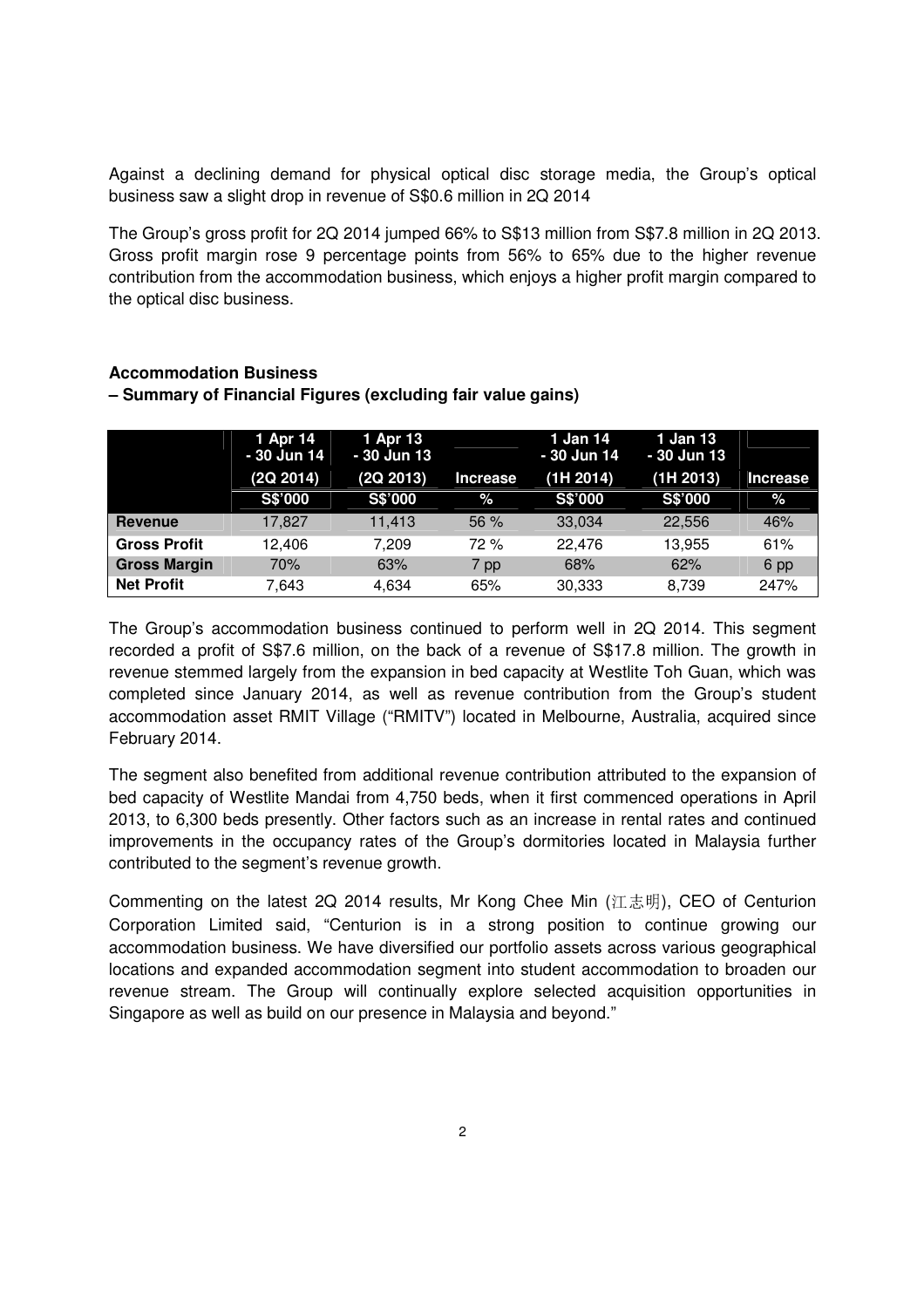Against a declining demand for physical optical disc storage media, the Group's optical business saw a slight drop in revenue of S$0.6 million in 2Q 2014

The Group's gross profit for 2Q 2014 jumped 66% to S$13 million from S$7.8 million in 2Q 2013. Gross profit margin rose 9 percentage points from 56% to 65% due to the higher revenue contribution from the accommodation business, which enjoys a higher profit margin compared to the optical disc business.

**Accommodation Business**
**– Summary of Financial Figures (excluding fair value gains)**

| | 1 Apr 14 - 30 Jun 14 (2Q 2014) | 1 Apr 13 - 30 Jun 13 (2Q 2013) | Increase | 1 Jan 14 - 30 Jun 14 (1H 2014) | 1 Jan 13 - 30 Jun 13 (1H 2013) | Increase |
|---|---|---|---|---|---|---|
| | S$'000 | S$'000 | % | S$'000 | S$'000 | % |
| **Revenue** | 17,827 | 11,413 | 56 % | 33,034 | 22,556 | 46% |
| **Gross Profit** | 12,406 | 7,209 | 72 % | 22,476 | 13,955 | 61% |
| **Gross Margin** | 70% | 63% | 7 pp | 68% | 62% | 6 pp |
| **Net Profit** | 7,643 | 4,634 | 65% | 30,333 | 8,739 | 247% |

The Group's accommodation business continued to perform well in 2Q 2014. This segment recorded a profit of S$7.6 million, on the back of a revenue of S$17.8 million. The growth in revenue stemmed largely from the expansion in bed capacity at Westlite Toh Guan, which was completed since January 2014, as well as revenue contribution from the Group's student accommodation asset RMIT Village ("RMITV") located in Melbourne, Australia, acquired since February 2014.

The segment also benefited from additional revenue contribution attributed to the expansion of bed capacity of Westlite Mandai from 4,750 beds, when it first commenced operations in April 2013, to 6,300 beds presently. Other factors such as an increase in rental rates and continued improvements in the occupancy rates of the Group's dormitories located in Malaysia further contributed to the segment's revenue growth.

Commenting on the latest 2Q 2014 results, Mr Kong Chee Min (江志明), CEO of Centurion Corporation Limited said, "Centurion is in a strong position to continue growing our accommodation business. We have diversified our portfolio assets across various geographical locations and expanded accommodation segment into student accommodation to broaden our revenue stream. The Group will continually explore selected acquisition opportunities in Singapore as well as build on our presence in Malaysia and beyond."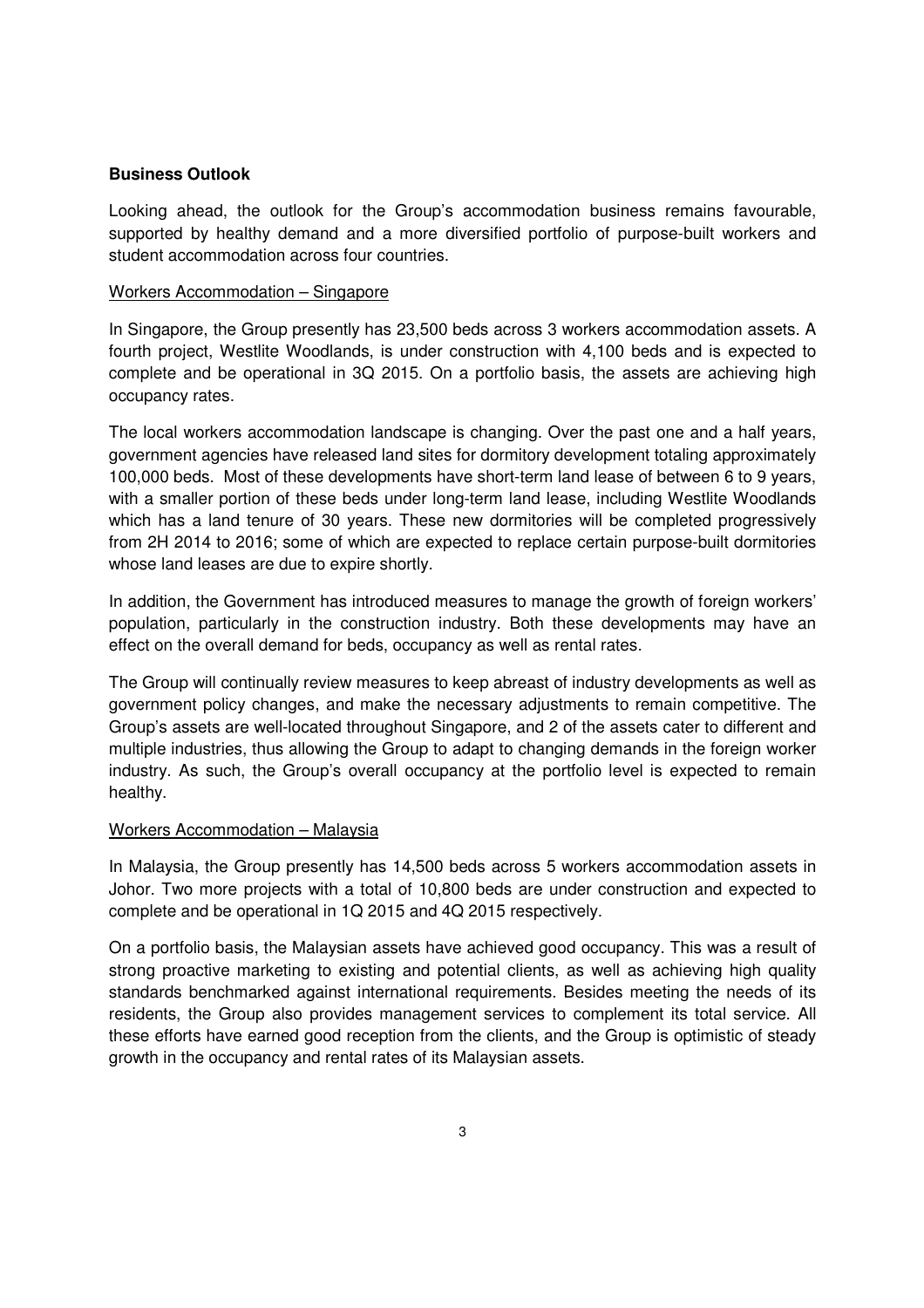**Business Outlook**

Looking ahead, the outlook for the Group's accommodation business remains favourable, supported by healthy demand and a more diversified portfolio of purpose-built workers and student accommodation across four countries.

<u>Workers Accommodation – Singapore</u>

In Singapore, the Group presently has 23,500 beds across 3 workers accommodation assets. A fourth project, Westlite Woodlands, is under construction with 4,100 beds and is expected to complete and be operational in 3Q 2015. On a portfolio basis, the assets are achieving high occupancy rates.

The local workers accommodation landscape is changing. Over the past one and a half years, government agencies have released land sites for dormitory development totaling approximately 100,000 beds. Most of these developments have short-term land lease of between 6 to 9 years, with a smaller portion of these beds under long-term land lease, including Westlite Woodlands which has a land tenure of 30 years. These new dormitories will be completed progressively from 2H 2014 to 2016; some of which are expected to replace certain purpose-built dormitories whose land leases are due to expire shortly.

In addition, the Government has introduced measures to manage the growth of foreign workers' population, particularly in the construction industry. Both these developments may have an effect on the overall demand for beds, occupancy as well as rental rates.

The Group will continually review measures to keep abreast of industry developments as well as government policy changes, and make the necessary adjustments to remain competitive. The Group's assets are well-located throughout Singapore, and 2 of the assets cater to different and multiple industries, thus allowing the Group to adapt to changing demands in the foreign worker industry. As such, the Group's overall occupancy at the portfolio level is expected to remain healthy.

<u>Workers Accommodation – Malaysia</u>

In Malaysia, the Group presently has 14,500 beds across 5 workers accommodation assets in Johor. Two more projects with a total of 10,800 beds are under construction and expected to complete and be operational in 1Q 2015 and 4Q 2015 respectively.

On a portfolio basis, the Malaysian assets have achieved good occupancy. This was a result of strong proactive marketing to existing and potential clients, as well as achieving high quality standards benchmarked against international requirements. Besides meeting the needs of its residents, the Group also provides management services to complement its total service. All these efforts have earned good reception from the clients, and the Group is optimistic of steady growth in the occupancy and rental rates of its Malaysian assets.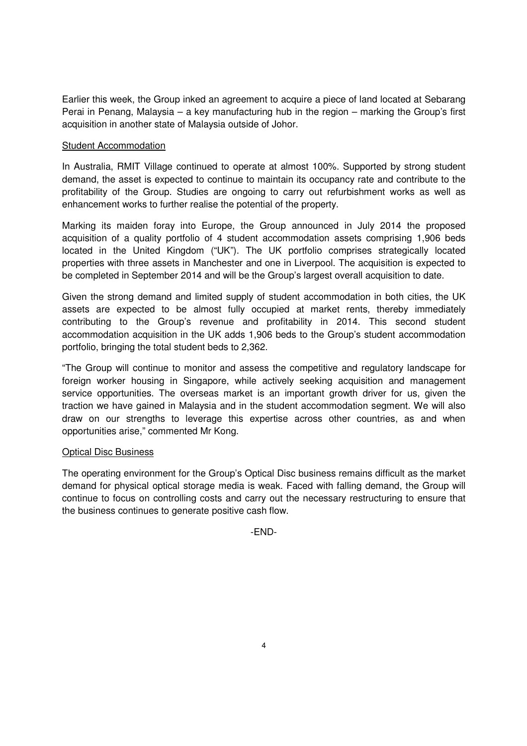Earlier this week, the Group inked an agreement to acquire a piece of land located at Sebarang Perai in Penang, Malaysia – a key manufacturing hub in the region – marking the Group's first acquisition in another state of Malaysia outside of Johor.

## Student Accommodation

In Australia, RMIT Village continued to operate at almost 100%. Supported by strong student demand, the asset is expected to continue to maintain its occupancy rate and contribute to the profitability of the Group. Studies are ongoing to carry out refurbishment works as well as enhancement works to further realise the potential of the property.

Marking its maiden foray into Europe, the Group announced in July 2014 the proposed acquisition of a quality portfolio of 4 student accommodation assets comprising 1,906 beds located in the United Kingdom ("UK"). The UK portfolio comprises strategically located properties with three assets in Manchester and one in Liverpool. The acquisition is expected to be completed in September 2014 and will be the Group's largest overall acquisition to date.

Given the strong demand and limited supply of student accommodation in both cities, the UK assets are expected to be almost fully occupied at market rents, thereby immediately contributing to the Group's revenue and profitability in 2014. This second student accommodation acquisition in the UK adds 1,906 beds to the Group's student accommodation portfolio, bringing the total student beds to 2,362.

"The Group will continue to monitor and assess the competitive and regulatory landscape for foreign worker housing in Singapore, while actively seeking acquisition and management service opportunities. The overseas market is an important growth driver for us, given the traction we have gained in Malaysia and in the student accommodation segment. We will also draw on our strengths to leverage this expertise across other countries, as and when opportunities arise," commented Mr Kong.

## Optical Disc Business

The operating environment for the Group's Optical Disc business remains difficult as the market demand for physical optical storage media is weak. Faced with falling demand, the Group will continue to focus on controlling costs and carry out the necessary restructuring to ensure that the business continues to generate positive cash flow.

-END-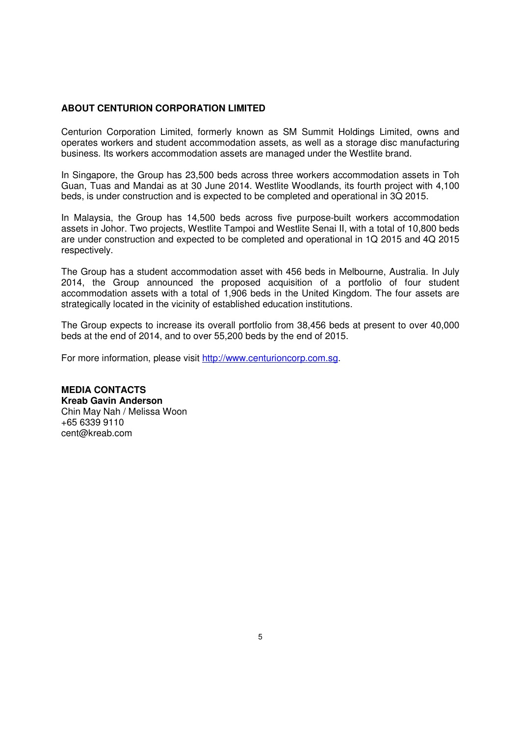**ABOUT CENTURION CORPORATION LIMITED**

Centurion Corporation Limited, formerly known as SM Summit Holdings Limited, owns and operates workers and student accommodation assets, as well as a storage disc manufacturing business. Its workers accommodation assets are managed under the Westlite brand.

In Singapore, the Group has 23,500 beds across three workers accommodation assets in Toh Guan, Tuas and Mandai as at 30 June 2014. Westlite Woodlands, its fourth project with 4,100 beds, is under construction and is expected to be completed and operational in 3Q 2015.

In Malaysia, the Group has 14,500 beds across five purpose-built workers accommodation assets in Johor. Two projects, Westlite Tampoi and Westlite Senai II, with a total of 10,800 beds are under construction and expected to be completed and operational in 1Q 2015 and 4Q 2015 respectively.

The Group has a student accommodation asset with 456 beds in Melbourne, Australia. In July 2014, the Group announced the proposed acquisition of a portfolio of four student accommodation assets with a total of 1,906 beds in the United Kingdom. The four assets are strategically located in the vicinity of established education institutions.

The Group expects to increase its overall portfolio from 38,456 beds at present to over 40,000 beds at the end of 2014, and to over 55,200 beds by the end of 2015.

For more information, please visit http://www.centurioncorp.com.sg.

**MEDIA CONTACTS**
**Kreab Gavin Anderson**
Chin May Nah / Melissa Woon
+65 6339 9110
cent@kreab.com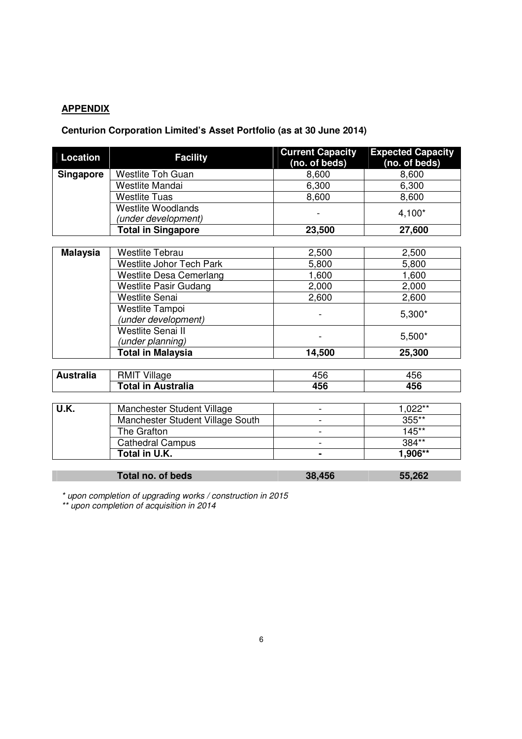**APPENDIX**

**Centurion Corporation Limited's Asset Portfolio (as at 30 June 2014)**

| Location | Facility | Current Capacity (no. of beds) | Expected Capacity (no. of beds) |
|---|---|---|---|
| **Singapore** | Westlite Toh Guan | 8,600 | 8,600 |
| | Westlite Mandai | 6,300 | 6,300 |
| | Westlite Tuas | 8,600 | 8,600 |
| | Westlite Woodlands *(under development)* | - | 4,100* |
| | **Total in Singapore** | **23,500** | **27,600** |
| **Malaysia** | Westlite Tebrau | 2,500 | 2,500 |
| | Westlite Johor Tech Park | 5,800 | 5,800 |
| | Westlite Desa Cemerlang | 1,600 | 1,600 |
| | Westlite Pasir Gudang | 2,000 | 2,000 |
| | Westlite Senai | 2,600 | 2,600 |
| | Westlite Tampoi *(under development)* | - | 5,300* |
| | Westlite Senai II *(under planning)* | - | 5,500* |
| | **Total in Malaysia** | **14,500** | **25,300** |
| **Australia** | RMIT Village | 456 | 456 |
| | **Total in Australia** | **456** | **456** |
| **U.K.** | Manchester Student Village | - | 1,022** |
| | Manchester Student Village South | - | 355** |
| | The Grafton | - | 145** |
| | Cathedral Campus | - | 384** |
| | **Total in U.K.** | **-** | **1,906**** |
| | **Total no. of beds** | **38,456** | **55,262** |

*\* upon completion of upgrading works / construction in 2015*

*\*\* upon completion of acquisition in 2014*